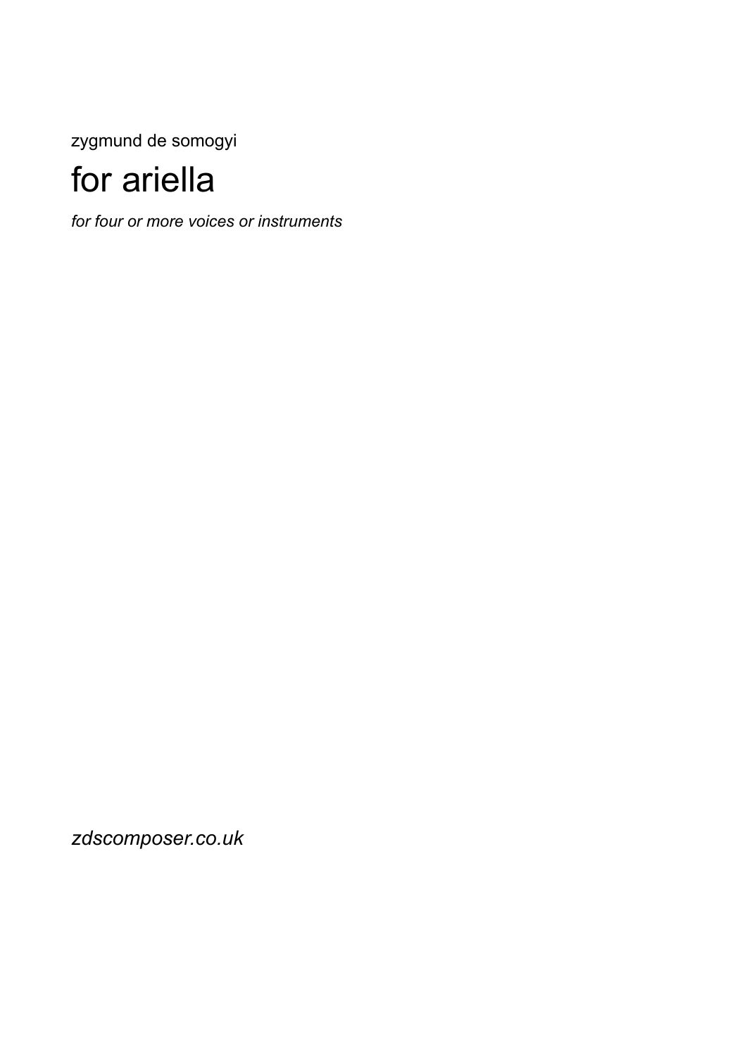zygmund de somogyi

# for ariella

*for four or more voices or instruments*

*zdscomposer.co.uk*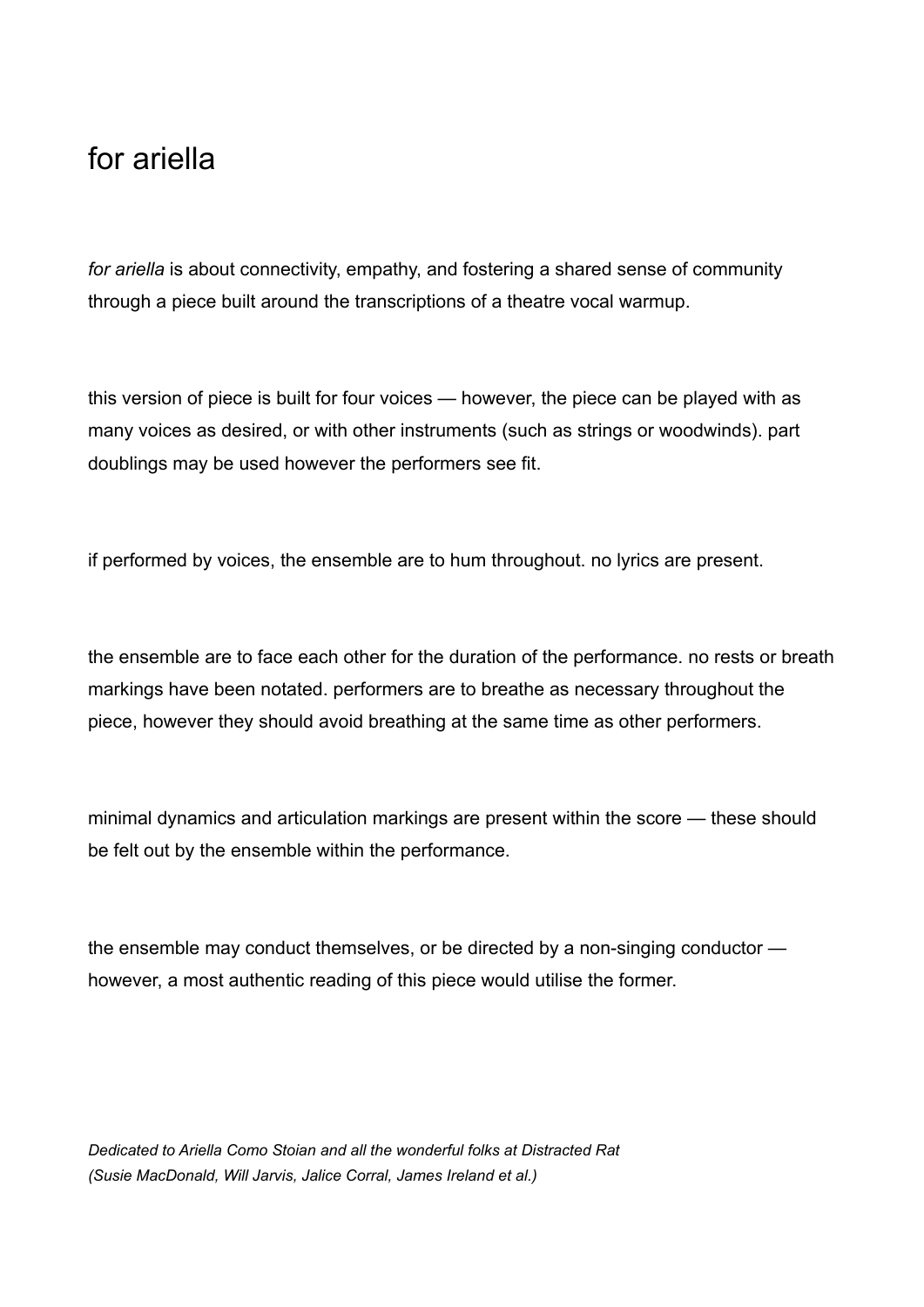# for ariella

*for ariella* is about connectivity, empathy, and fostering a shared sense of community through a piece built around the transcriptions of a theatre vocal warmup.

this version of piece is built for four voices — however, the piece can be played with as many voices as desired, or with other instruments (such as strings or woodwinds). part doublings may be used however the performers see fit.

if performed by voices, the ensemble are to hum throughout. no lyrics are present.

the ensemble are to face each other for the duration of the performance. no rests or breath markings have been notated. performers are to breathe as necessary throughout the piece, however they should avoid breathing at the same time as other performers.

minimal dynamics and articulation markings are present within the score — these should be felt out by the ensemble within the performance.

the ensemble may conduct themselves, or be directed by a non-singing conductor — however, a most authentic reading of this piece would utilise the former.

*Dedicated to Ariella Como Stoian and all the wonderful folks at Distracted Rat (Susie MacDonald, Will Jarvis, Jalice Corral, James Ireland et al.)*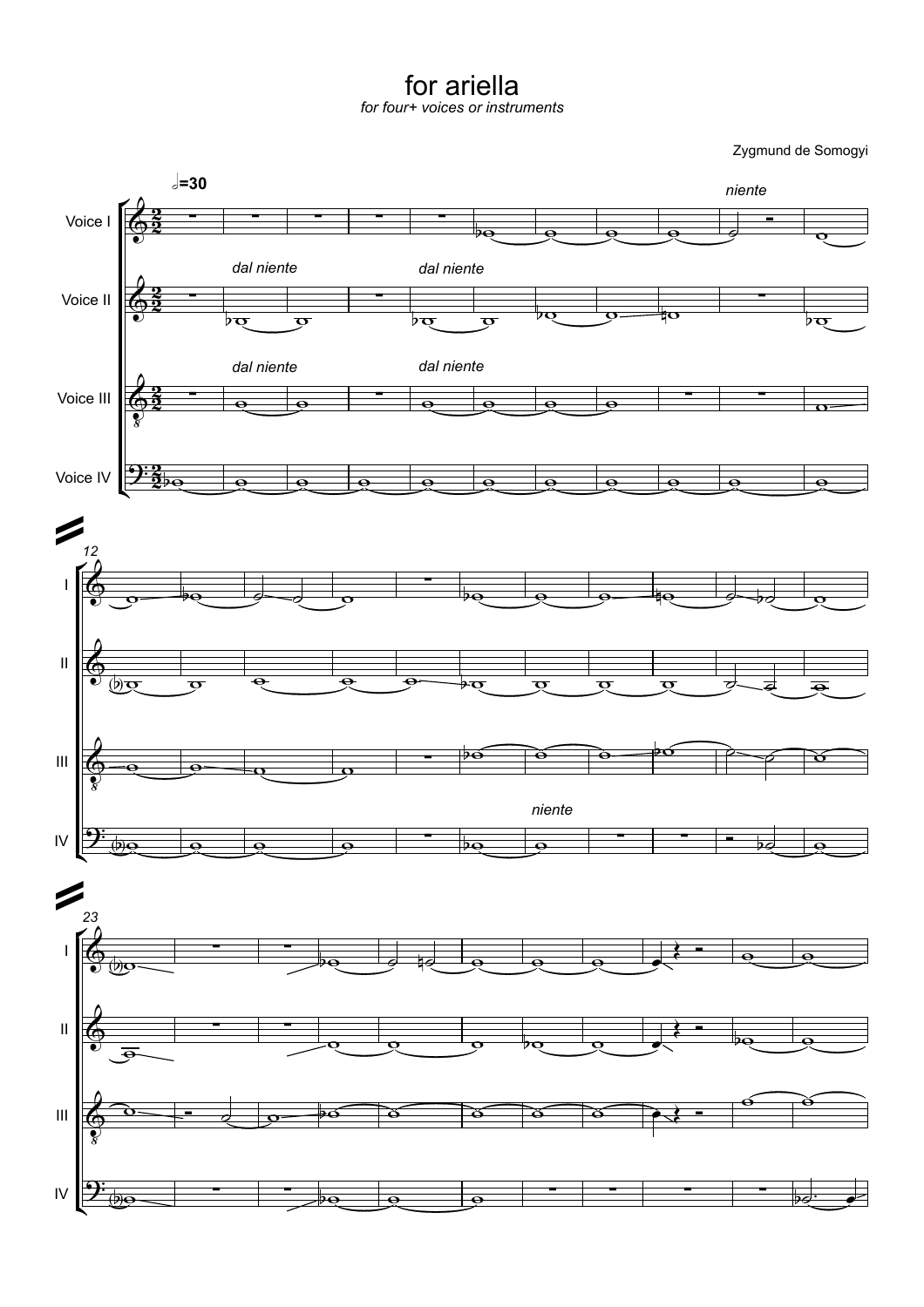# for ariella

*for four+ voices or instruments*

Zygmund de Somogyi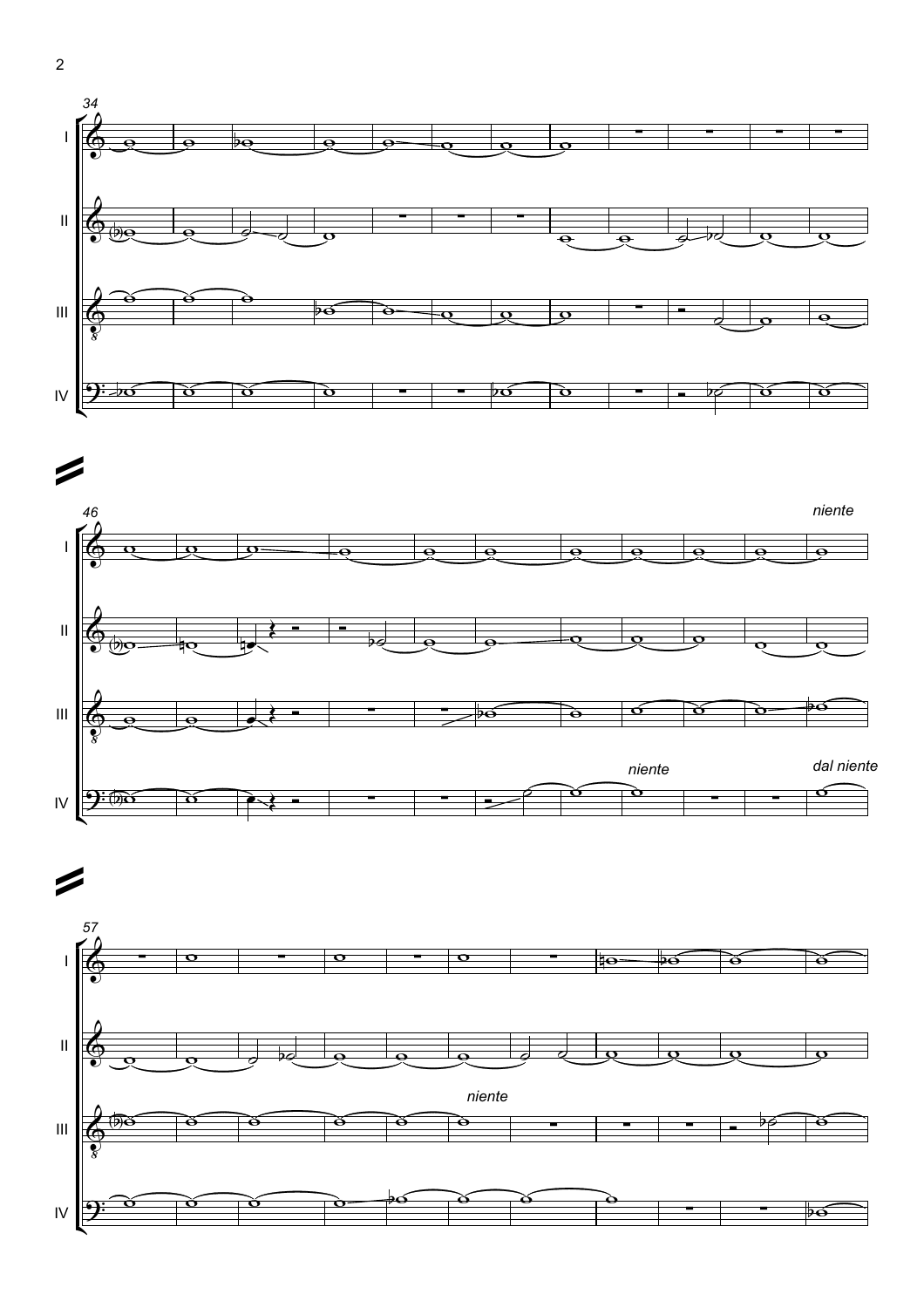34

I

II

III

IV

46

*niente*

I

II

III

*niente*

*dal niente*

IV

57

I

II

*niente*

III

IV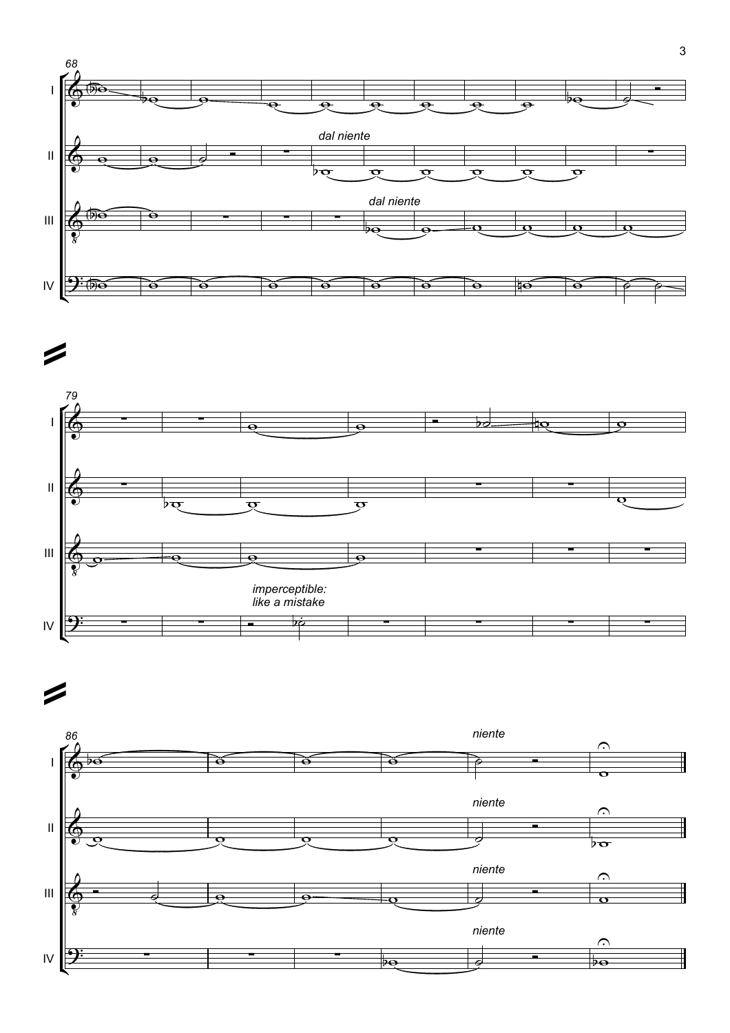68

I

II

*dal niente*

III

*dal niente*

IV

79

I

II

III

*imperceptible: like a mistake*

IV

86

I

*niente*

II

*niente*

III

*niente*

IV

*niente*